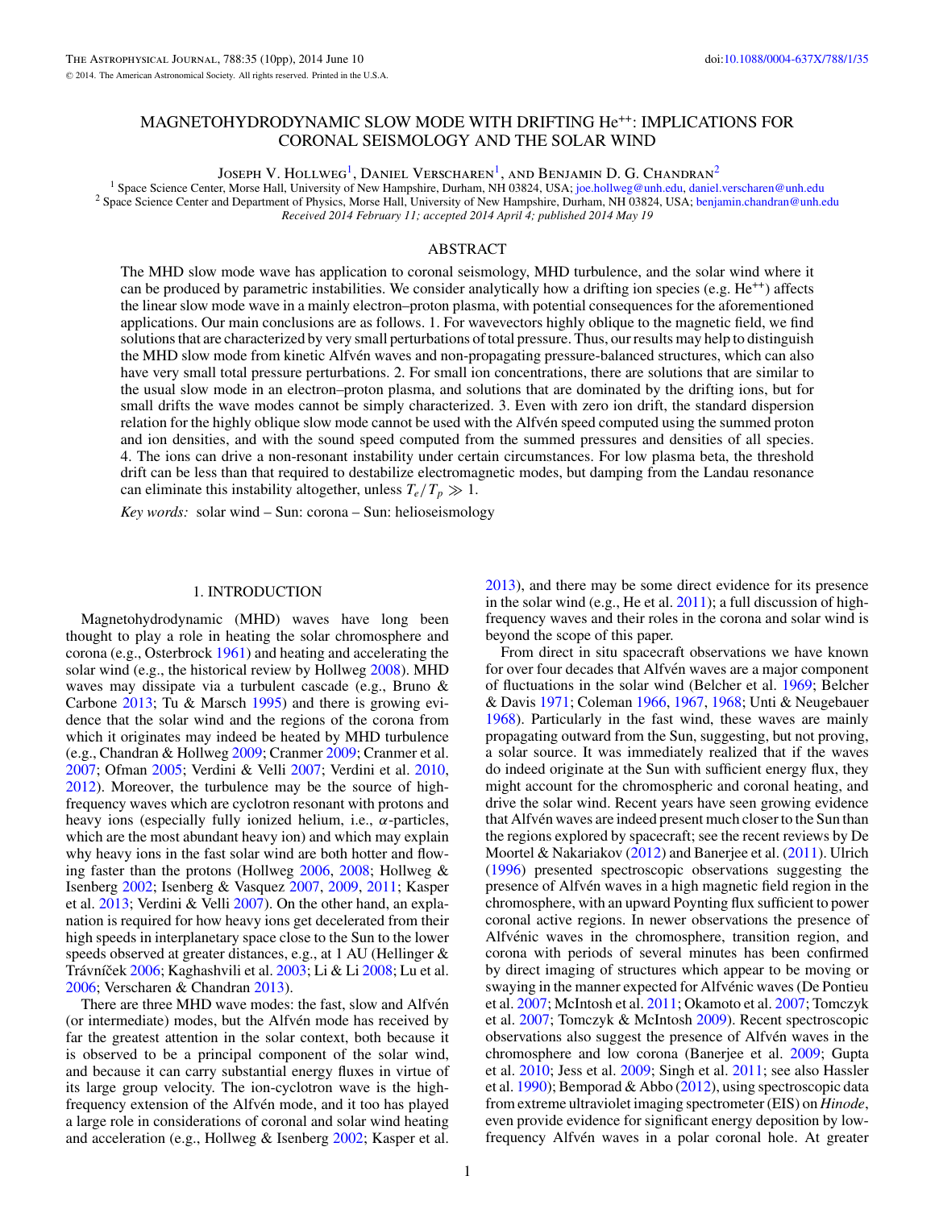# MAGNETOHYDRODYNAMIC SLOW MODE WITH DRIFTING He$^{++}$: IMPLICATIONS FOR CORONAL SEISMOLOGY AND THE SOLAR WIND

Joseph V. Hollweg[1], Daniel Verscharen[1], and Benjamin D. G. Chandran[2]

[1] Space Science Center, Morse Hall, University of New Hampshire, Durham, NH 03824, USA; joe.hollweg@unh.edu, daniel.verscharen@unh.edu

[2] Space Science Center and Department of Physics, Morse Hall, University of New Hampshire, Durham, NH 03824, USA; benjamin.chandran@unh.edu

*Received 2014 February 11; accepted 2014 April 4; published 2014 May 19*

## ABSTRACT

The MHD slow mode wave has application to coronal seismology, MHD turbulence, and the solar wind where it can be produced by parametric instabilities. We consider analytically how a drifting ion species (e.g. He$^{++}$) affects the linear slow mode wave in a mainly electron–proton plasma, with potential consequences for the aforementioned applications. Our main conclusions are as follows. 1. For wavevectors highly oblique to the magnetic field, we find solutions that are characterized by very small perturbations of total pressure. Thus, our results may help to distinguish the MHD slow mode from kinetic Alfvén waves and non-propagating pressure-balanced structures, which can also have very small total pressure perturbations. 2. For small ion concentrations, there are solutions that are similar to the usual slow mode in an electron–proton plasma, and solutions that are dominated by the drifting ions, but for small drifts the wave modes cannot be simply characterized. 3. Even with zero ion drift, the standard dispersion relation for the highly oblique slow mode cannot be used with the Alfvén speed computed using the summed proton and ion densities, and with the sound speed computed from the summed pressures and densities of all species. 4. The ions can drive a non-resonant instability under certain circumstances. For low plasma beta, the threshold drift can be less than that required to destabilize electromagnetic modes, but damping from the Landau resonance can eliminate this instability altogether, unless $T_e/T_p \gg 1$.

*Key words:* solar wind – Sun: corona – Sun: helioseismology

## 1. INTRODUCTION

Magnetohydrodynamic (MHD) waves have long been thought to play a role in heating the solar chromosphere and corona (e.g., Osterbrock 1961) and heating and accelerating the solar wind (e.g., the historical review by Hollweg 2008). MHD waves may dissipate via a turbulent cascade (e.g., Bruno & Carbone 2013; Tu & Marsch 1995) and there is growing evidence that the solar wind and the regions of the corona from which it originates may indeed be heated by MHD turbulence (e.g., Chandran & Hollweg 2009; Cranmer 2009; Cranmer et al. 2007; Ofman 2005; Verdini & Velli 2007; Verdini et al. 2010, 2012). Moreover, the turbulence may be the source of high-frequency waves which are cyclotron resonant with protons and heavy ions (especially fully ionized helium, i.e., $\alpha$-particles, which are the most abundant heavy ion) and which may explain why heavy ions in the fast solar wind are both hotter and flowing faster than the protons (Hollweg 2006, 2008; Hollweg & Isenberg 2002; Isenberg & Vasquez 2007, 2009, 2011; Kasper et al. 2013; Verdini & Velli 2007). On the other hand, an explanation is required for how heavy ions get decelerated from their high speeds in interplanetary space close to the Sun to the lower speeds observed at greater distances, e.g., at 1 AU (Hellinger & Trávníček 2006; Kaghashvili et al. 2003; Li & Li 2008; Lu et al. 2006; Verscharen & Chandran 2013).

There are three MHD wave modes: the fast, slow and Alfvén (or intermediate) modes, but the Alfvén mode has received by far the greatest attention in the solar context, both because it is observed to be a principal component of the solar wind, and because it can carry substantial energy fluxes in virtue of its large group velocity. The ion-cyclotron wave is the high-frequency extension of the Alfvén mode, and it too has played a large role in considerations of coronal and solar wind heating and acceleration (e.g., Hollweg & Isenberg 2002; Kasper et al. 2013), and there may be some direct evidence for its presence in the solar wind (e.g., He et al. 2011); a full discussion of high-frequency waves and their roles in the corona and solar wind is beyond the scope of this paper.

From direct in situ spacecraft observations we have known for over four decades that Alfvén waves are a major component of fluctuations in the solar wind (Belcher et al. 1969; Belcher & Davis 1971; Coleman 1966, 1967, 1968; Unti & Neugebauer 1968). Particularly in the fast wind, these waves are mainly propagating outward from the Sun, suggesting, but not proving, a solar source. It was immediately realized that if the waves do indeed originate at the Sun with sufficient energy flux, they might account for the chromospheric and coronal heating, and drive the solar wind. Recent years have seen growing evidence that Alfvén waves are indeed present much closer to the Sun than the regions explored by spacecraft; see the recent reviews by De Moortel & Nakariakov (2012) and Banerjee et al. (2011). Ulrich (1996) presented spectroscopic observations suggesting the presence of Alfvén waves in a high magnetic field region in the chromosphere, with an upward Poynting flux sufficient to power coronal active regions. In newer observations the presence of Alfvénic waves in the chromosphere, transition region, and corona with periods of several minutes has been confirmed by direct imaging of structures which appear to be moving or swaying in the manner expected for Alfvénic waves (De Pontieu et al. 2007; McIntosh et al. 2011; Okamoto et al. 2007; Tomczyk et al. 2007; Tomczyk & McIntosh 2009). Recent spectroscopic observations also suggest the presence of Alfvén waves in the chromosphere and low corona (Banerjee et al. 2009; Gupta et al. 2010; Jess et al. 2009; Singh et al. 2011; see also Hassler et al. 1990); Bemporad & Abbo (2012), using spectroscopic data from extreme ultraviolet imaging spectrometer (EIS) on *Hinode*, even provide evidence for significant energy deposition by low-frequency Alfvén waves in a polar coronal hole. At greater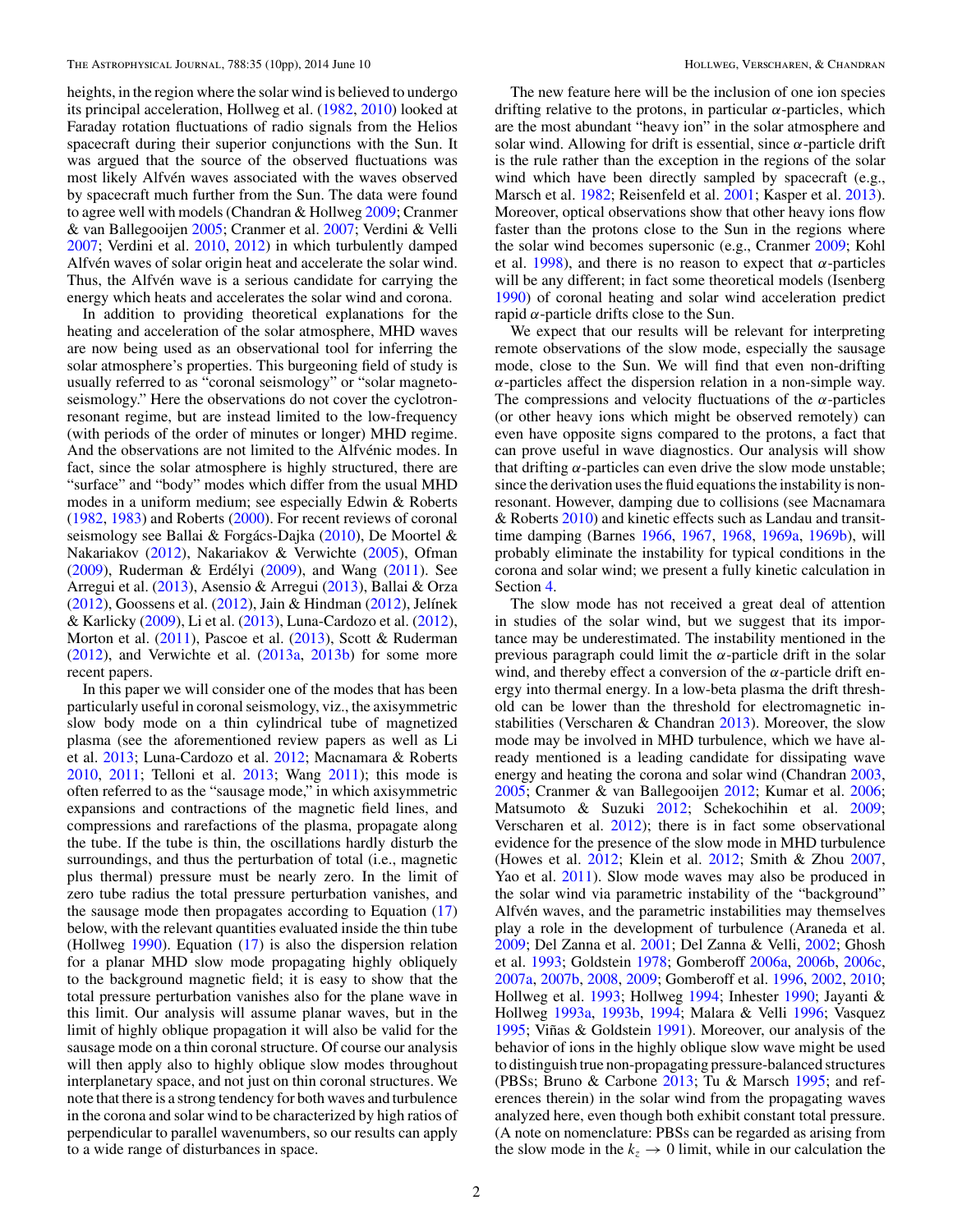heights, in the region where the solar wind is believed to undergo its principal acceleration, Hollweg et al. (1982, 2010) looked at Faraday rotation fluctuations of radio signals from the Helios spacecraft during their superior conjunctions with the Sun. It was argued that the source of the observed fluctuations was most likely Alfvén waves associated with the waves observed by spacecraft much further from the Sun. The data were found to agree well with models (Chandran & Hollweg 2009; Cranmer & van Ballegooijen 2005; Cranmer et al. 2007; Verdini & Velli 2007; Verdini et al. 2010, 2012) in which turbulently damped Alfvén waves of solar origin heat and accelerate the solar wind. Thus, the Alfvén wave is a serious candidate for carrying the energy which heats and accelerates the solar wind and corona.

In addition to providing theoretical explanations for the heating and acceleration of the solar atmosphere, MHD waves are now being used as an observational tool for inferring the solar atmosphere's properties. This burgeoning field of study is usually referred to as "coronal seismology" or "solar magneto-seismology." Here the observations do not cover the cyclotron-resonant regime, but are instead limited to the low-frequency (with periods of the order of minutes or longer) MHD regime. And the observations are not limited to the Alfvénic modes. In fact, since the solar atmosphere is highly structured, there are "surface" and "body" modes which differ from the usual MHD modes in a uniform medium; see especially Edwin & Roberts (1982, 1983) and Roberts (2000). For recent reviews of coronal seismology see Ballai & Forgács-Dajka (2010), De Moortel & Nakariakov (2012), Nakariakov & Verwichte (2005), Ofman (2009), Ruderman & Erdélyi (2009), and Wang (2011). See Arregui et al. (2013), Asensio & Arregui (2013), Ballai & Orza (2012), Goossens et al. (2012), Jain & Hindman (2012), Jelínek & Karlicky (2009), Li et al. (2013), Luna-Cardozo et al. (2012), Morton et al. (2011), Pascoe et al. (2013), Scott & Ruderman (2012), and Verwichte et al. (2013a, 2013b) for some more recent papers.

In this paper we will consider one of the modes that has been particularly useful in coronal seismology, viz., the axisymmetric slow body mode on a thin cylindrical tube of magnetized plasma (see the aforementioned review papers as well as Li et al. 2013; Luna-Cardozo et al. 2012; Macnamara & Roberts 2010, 2011; Telloni et al. 2013; Wang 2011); this mode is often referred to as the "sausage mode," in which axisymmetric expansions and contractions of the magnetic field lines, and compressions and rarefactions of the plasma, propagate along the tube. If the tube is thin, the oscillations hardly disturb the surroundings, and thus the perturbation of total (i.e., magnetic plus thermal) pressure must be nearly zero. In the limit of zero tube radius the total pressure perturbation vanishes, and the sausage mode then propagates according to Equation (17) below, with the relevant quantities evaluated inside the thin tube (Hollweg 1990). Equation (17) is also the dispersion relation for a planar MHD slow mode propagating highly obliquely to the background magnetic field; it is easy to show that the total pressure perturbation vanishes also for the plane wave in this limit. Our analysis will assume planar waves, but in the limit of highly oblique propagation it will also be valid for the sausage mode on a thin coronal structure. Of course our analysis will then apply also to highly oblique slow modes throughout interplanetary space, and not just on thin coronal structures. We note that there is a strong tendency for both waves and turbulence in the corona and solar wind to be characterized by high ratios of perpendicular to parallel wavenumbers, so our results can apply to a wide range of disturbances in space.

The new feature here will be the inclusion of one ion species drifting relative to the protons, in particular $\alpha$-particles, which are the most abundant "heavy ion" in the solar atmosphere and solar wind. Allowing for drift is essential, since $\alpha$-particle drift is the rule rather than the exception in the regions of the solar wind which have been directly sampled by spacecraft (e.g., Marsch et al. 1982; Reisenfeld et al. 2001; Kasper et al. 2013). Moreover, optical observations show that other heavy ions flow faster than the protons close to the Sun in the regions where the solar wind becomes supersonic (e.g., Cranmer 2009; Kohl et al. 1998), and there is no reason to expect that $\alpha$-particles will be any different; in fact some theoretical models (Isenberg 1990) of coronal heating and solar wind acceleration predict rapid $\alpha$-particle drifts close to the Sun.

We expect that our results will be relevant for interpreting remote observations of the slow mode, especially the sausage mode, close to the Sun. We will find that even non-drifting $\alpha$-particles affect the dispersion relation in a non-simple way. The compressions and velocity fluctuations of the $\alpha$-particles (or other heavy ions which might be observed remotely) can even have opposite signs compared to the protons, a fact that can prove useful in wave diagnostics. Our analysis will show that drifting $\alpha$-particles can even drive the slow mode unstable; since the derivation uses the fluid equations the instability is non-resonant. However, damping due to collisions (see Macnamara & Roberts 2010) and kinetic effects such as Landau and transit-time damping (Barnes 1966, 1967, 1968, 1969a, 1969b), will probably eliminate the instability for typical conditions in the corona and solar wind; we present a fully kinetic calculation in Section 4.

The slow mode has not received a great deal of attention in studies of the solar wind, but we suggest that its importance may be underestimated. The instability mentioned in the previous paragraph could limit the $\alpha$-particle drift in the solar wind, and thereby effect a conversion of the $\alpha$-particle drift energy into thermal energy. In a low-beta plasma the drift threshold can be lower than the threshold for electromagnetic instabilities (Verscharen & Chandran 2013). Moreover, the slow mode may be involved in MHD turbulence, which we have already mentioned is a leading candidate for dissipating wave energy and heating the corona and solar wind (Chandran 2003, 2005; Cranmer & van Ballegooijen 2012; Kumar et al. 2006; Matsumoto & Suzuki 2012; Schekochihin et al. 2009; Verscharen et al. 2012); there is in fact some observational evidence for the presence of the slow mode in MHD turbulence (Howes et al. 2012; Klein et al. 2012; Smith & Zhou 2007, Yao et al. 2011). Slow mode waves may also be produced in the solar wind via parametric instability of the "background" Alfvén waves, and the parametric instabilities may themselves play a role in the development of turbulence (Araneda et al. 2009; Del Zanna et al. 2001; Del Zanna & Velli, 2002; Ghosh et al. 1993; Goldstein 1978; Gomberoff 2006a, 2006b, 2006c, 2007a, 2007b, 2008, 2009; Gomberoff et al. 1996, 2002, 2010; Hollweg et al. 1993; Hollweg 1994; Inhester 1990; Jayanti & Hollweg 1993a, 1993b, 1994; Malara & Velli 1996; Vasquez 1995; Viñas & Goldstein 1991). Moreover, our analysis of the behavior of ions in the highly oblique slow wave might be used to distinguish true non-propagating pressure-balanced structures (PBSs; Bruno & Carbone 2013; Tu & Marsch 1995; and references therein) in the solar wind from the propagating waves analyzed here, even though both exhibit constant total pressure. (A note on nomenclature: PBSs can be regarded as arising from the slow mode in the $k_z \to 0$ limit, while in our calculation the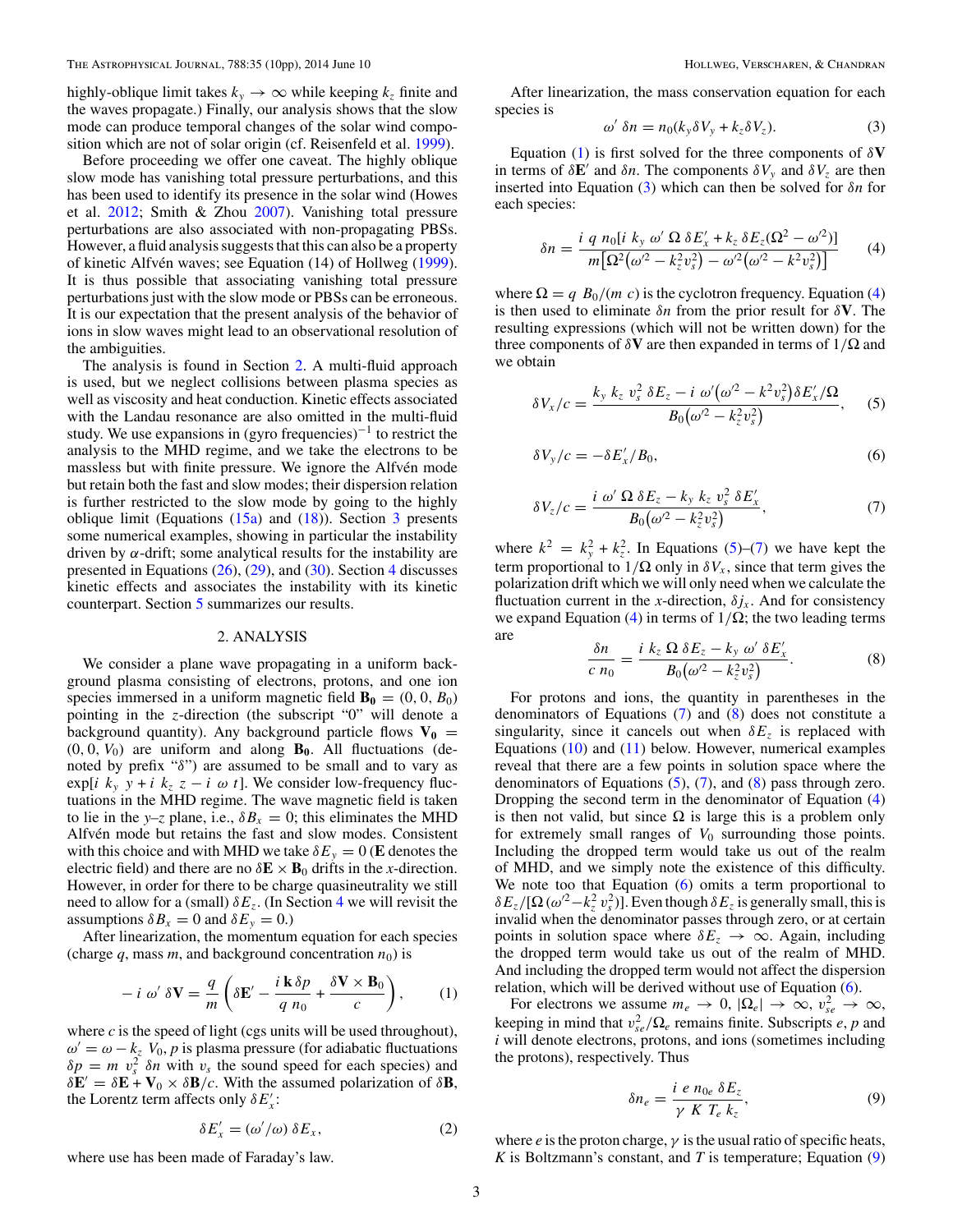highly-oblique limit takes $k_y \to \infty$ while keeping $k_z$ finite and the waves propagate.) Finally, our analysis shows that the slow mode can produce temporal changes of the solar wind composition which are not of solar origin (cf. Reisenfeld et al. 1999).

Before proceeding we offer one caveat. The highly oblique slow mode has vanishing total pressure perturbations, and this has been used to identify its presence in the solar wind (Howes et al. 2012; Smith & Zhou 2007). Vanishing total pressure perturbations are also associated with non-propagating PBSs. However, a fluid analysis suggests that this can also be a property of kinetic Alfvén waves; see Equation (14) of Hollweg (1999). It is thus possible that associating vanishing total pressure perturbations just with the slow mode or PBSs can be erroneous. It is our expectation that the present analysis of the behavior of ions in slow waves might lead to an observational resolution of the ambiguities.

The analysis is found in Section 2. A multi-fluid approach is used, but we neglect collisions between plasma species as well as viscosity and heat conduction. Kinetic effects associated with the Landau resonance are also omitted in the multi-fluid study. We use expansions in (gyro frequencies)$^{-1}$ to restrict the analysis to the MHD regime, and we take the electrons to be massless but with finite pressure. We ignore the Alfvén mode but retain both the fast and slow modes; their dispersion relation is further restricted to the slow mode by going to the highly oblique limit (Equations (15a) and (18)). Section 3 presents some numerical examples, showing in particular the instability driven by $\alpha$-drift; some analytical results for the instability are presented in Equations (26), (29), and (30). Section 4 discusses kinetic effects and associates the instability with its kinetic counterpart. Section 5 summarizes our results.

## 2. ANALYSIS

We consider a plane wave propagating in a uniform background plasma consisting of electrons, protons, and one ion species immersed in a uniform magnetic field $\mathbf{B_0} = (0, 0, B_0)$ pointing in the $z$-direction (the subscript "0" will denote a background quantity). Any background particle flows $\mathbf{V_0} = (0, 0, V_0)$ are uniform and along $\mathbf{B_0}$. All fluctuations (denoted by prefix "$\delta$") are assumed to be small and to vary as $\exp[i\ k_y\ y + i\ k_z\ z - i\ \omega\ t]$. We consider low-frequency fluctuations in the MHD regime. The wave magnetic field is taken to lie in the $y$–$z$ plane, i.e., $\delta B_x = 0$; this eliminates the MHD Alfvén mode but retains the fast and slow modes. Consistent with this choice and with MHD we take $\delta E_y = 0$ ($\mathbf{E}$ denotes the electric field) and there are no $\delta \mathbf{E} \times \mathbf{B}_0$ drifts in the $x$-direction. However, in order for there to be charge quasineutrality we still need to allow for a (small) $\delta E_z$. (In Section 4 we will revisit the assumptions $\delta B_x = 0$ and $\delta E_y = 0$.)

After linearization, the momentum equation for each species (charge $q$, mass $m$, and background concentration $n_0$) is

$$-\,i\ \omega'\ \delta \mathbf{V} = \frac{q}{m}\left(\delta \mathbf{E}' - \frac{i\,\mathbf{k}\,\delta p}{q\ n_0} + \frac{\delta \mathbf{V} \times \mathbf{B}_0}{c}\right), \qquad (1)$$

where $c$ is the speed of light (cgs units will be used throughout), $\omega' = \omega - k_z\ V_0$, $p$ is plasma pressure (for adiabatic fluctuations $\delta p = m\ v_s^2\ \delta n$ with $v_s$ the sound speed for each species) and $\delta \mathbf{E}' = \delta \mathbf{E} + \mathbf{V}_0 \times \delta \mathbf{B}/c$. With the assumed polarization of $\delta \mathbf{B}$, the Lorentz term affects only $\delta E_x'$:

$$\delta E_x' = (\omega'/\omega)\ \delta E_x, \qquad (2)$$

where use has been made of Faraday's law.

After linearization, the mass conservation equation for each species is

$$\omega'\ \delta n = n_0 (k_y \delta V_y + k_z \delta V_z). \qquad (3)$$

Equation (1) is first solved for the three components of $\delta \mathbf{V}$ in terms of $\delta \mathbf{E}'$ and $\delta n$. The components $\delta V_y$ and $\delta V_z$ are then inserted into Equation (3) which can then be solved for $\delta n$ for each species:

$$\delta n = \frac{i\ q\ n_0 [i\ k_y\ \omega'\ \Omega\ \delta E_x' + k_z\ \delta E_z (\Omega^2 - \omega'^2)]}{m\left[\Omega^2 \left(\omega'^2 - k_z^2 v_s^2\right) - \omega'^2 \left(\omega'^2 - k^2 v_s^2\right)\right]} \qquad (4)$$

where $\Omega = q\ B_0/(m\ c)$ is the cyclotron frequency. Equation (4) is then used to eliminate $\delta n$ from the prior result for $\delta \mathbf{V}$. The resulting expressions (which will not be written down) for the three components of $\delta \mathbf{V}$ are then expanded in terms of $1/\Omega$ and we obtain

$$\delta V_x / c = \frac{k_y\ k_z\ v_s^2\ \delta E_z - i\ \omega' \left(\omega'^2 - k^2 v_s^2\right) \delta E_x' / \Omega}{B_0 \left(\omega'^2 - k_z^2 v_s^2\right)}, \qquad (5)$$

$$\delta V_y / c = -\delta E_x' / B_0, \qquad (6)$$

$$\delta V_z / c = \frac{i\ \omega'\ \Omega\ \delta E_z - k_y\ k_z\ v_s^2\ \delta E_x'}{B_0 \left(\omega'^2 - k_z^2 v_s^2\right)}, \qquad (7)$$

where $k^2 = k_y^2 + k_z^2$. In Equations (5)–(7) we have kept the term proportional to $1/\Omega$ only in $\delta V_x$, since that term gives the polarization drift which we will only need when we calculate the fluctuation current in the $x$-direction, $\delta j_x$. And for consistency we expand Equation (4) in terms of $1/\Omega$; the two leading terms are

$$\frac{\delta n}{c\ n_0} = \frac{i\ k_z\ \Omega\ \delta E_z - k_y\ \omega'\ \delta E_x'}{B_0 \left(\omega'^2 - k_z^2 v_s^2\right)}. \qquad (8)$$

For protons and ions, the quantity in parentheses in the denominators of Equations (7) and (8) does not constitute a singularity, since it cancels out when $\delta E_z$ is replaced with Equations (10) and (11) below. However, numerical examples reveal that there are a few points in solution space where the denominators of Equations (5), (7), and (8) pass through zero. Dropping the second term in the denominator of Equation (4) is then not valid, but since $\Omega$ is large this is a problem only for extremely small ranges of $V_0$ surrounding those points. Including the dropped term would take us out of the realm of MHD, and we simply note the existence of this difficulty. We note too that Equation (6) omits a term proportional to $\delta E_z / [\Omega\,(\omega'^2 - k_z^2\, v_s^2)]$. Even though $\delta E_z$ is generally small, this is invalid when the denominator passes through zero, or at certain points in solution space where $\delta E_z \to \infty$. Again, including the dropped term would take us out of the realm of MHD. And including the dropped term would not affect the dispersion relation, which will be derived without use of Equation (6).

For electrons we assume $m_e \to 0$, $|\Omega_e| \to \infty$, $v_{se}^2 \to \infty$, keeping in mind that $v_{se}^2/\Omega_e$ remains finite. Subscripts $e$, $p$ and $i$ will denote electrons, protons, and ions (sometimes including the protons), respectively. Thus

$$\delta n_e = \frac{i\ e\ n_{0e}\ \delta E_z}{\gamma\ K\ T_e\ k_z}, \qquad (9)$$

where $e$ is the proton charge, $\gamma$ is the usual ratio of specific heats, $K$ is Boltzmann's constant, and $T$ is temperature; Equation (9)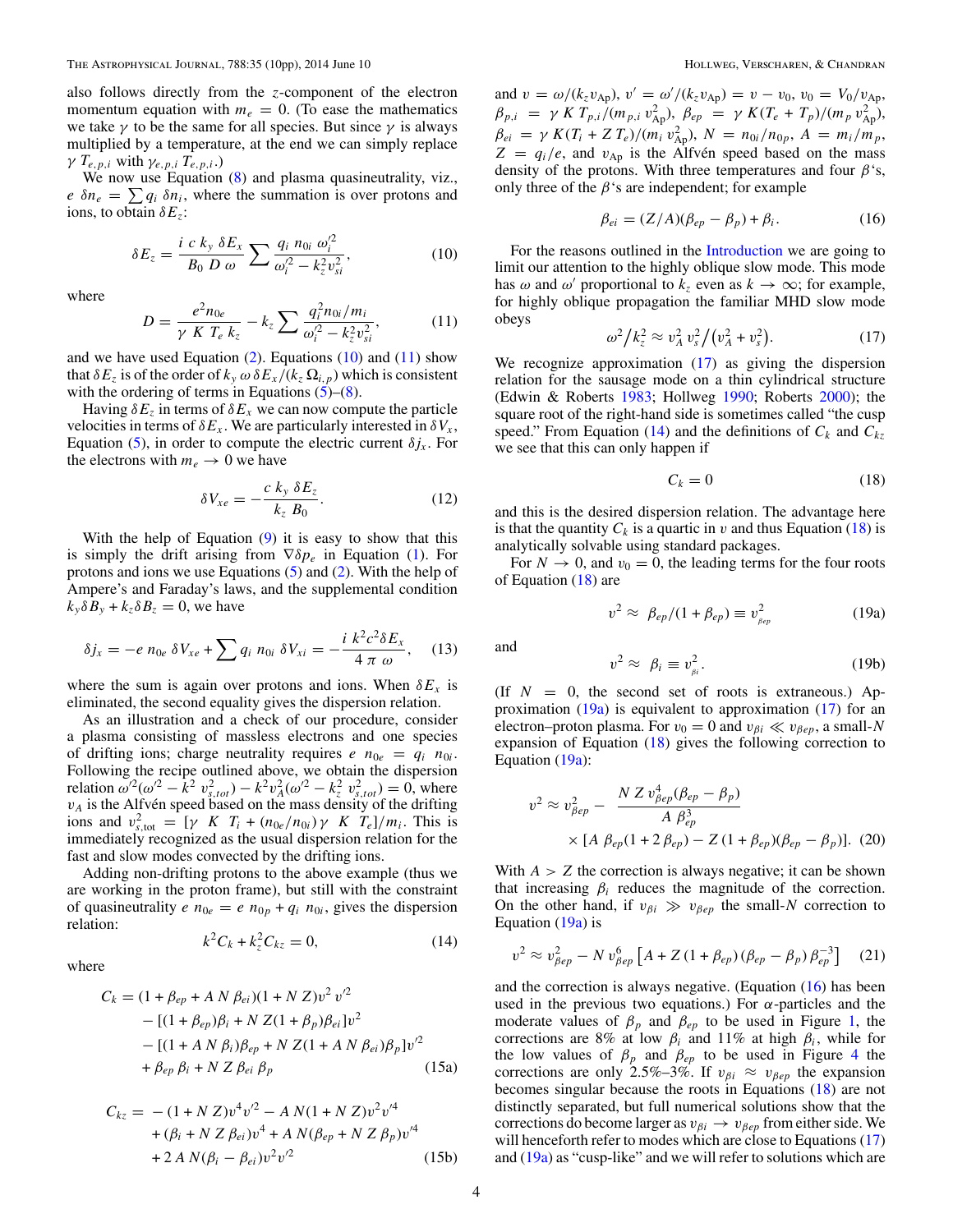also follows directly from the $z$-component of the electron momentum equation with $m_e = 0$. (To ease the mathematics we take $\gamma$ to be the same for all species. But since $\gamma$ is always multiplied by a temperature, at the end we can simply replace $\gamma\, T_{e,p,i}$ with $\gamma_{e,p,i}\, T_{e,p,i}$.)

We now use Equation (8) and plasma quasineutrality, viz., $e\;\delta n_e = \sum q_i\;\delta n_i$, where the summation is over protons and ions, to obtain $\delta E_z$:

$$\delta E_z = \frac{i\;c\;k_y\;\delta E_x}{B_0\;D\;\omega} \sum \frac{q_i\;n_{0i}\;\omega_i'^2}{\omega_i'^2 - k_z^2 v_{si}^2}, \tag{10}$$

where

$$D = \frac{e^2 n_{0e}}{\gamma\;K\;T_e\;k_z} - k_z \sum \frac{q_i^2 n_{0i}/m_i}{\omega_i'^2 - k_z^2 v_{si}^2}, \tag{11}$$

and we have used Equation (2). Equations (10) and (11) show that $\delta E_z$ is of the order of $k_y\,\omega\,\delta E_x/(k_z\,\Omega_{i,p})$ which is consistent with the ordering of terms in Equations (5)–(8).

Having $\delta E_z$ in terms of $\delta E_x$ we can now compute the particle velocities in terms of $\delta E_x$. We are particularly interested in $\delta V_x$, Equation (5), in order to compute the electric current $\delta j_x$. For the electrons with $m_e \to 0$ we have

$$\delta V_{xe} = -\frac{c\;k_y\;\delta E_z}{k_z\;B_0}. \tag{12}$$

With the help of Equation (9) it is easy to show that this is simply the drift arising from $\nabla \delta p_e$ in Equation (1). For protons and ions we use Equations (5) and (2). With the help of Ampere's and Faraday's laws, and the supplemental condition $k_y \delta B_y + k_z \delta B_z = 0$, we have

$$\delta j_x = -e\;n_{0e}\;\delta V_{xe} + \sum q_i\;n_{0i}\;\delta V_{xi} = -\frac{i\;k^2 c^2 \delta E_x}{4\;\pi\;\omega}, \tag{13}$$

where the sum is again over protons and ions. When $\delta E_x$ is eliminated, the second equality gives the dispersion relation.

As an illustration and a check of our procedure, consider a plasma consisting of massless electrons and one species of drifting ions; charge neutrality requires $e\;n_{0e} = q_i\;n_{0i}$. Following the recipe outlined above, we obtain the dispersion relation $\omega'^2(\omega'^2 - k^2\;v_{s,tot}^2) - k^2 v_A^2(\omega'^2 - k_z^2\;v_{s,tot}^2) = 0$, where $v_A$ is the Alfvén speed based on the mass density of the drifting ions and $v_{s,\mathrm{tot}}^2 = [\gamma\;\;K\;\;T_i + (n_{0e}/n_{0i})\,\gamma\;\;K\;\;T_e]/m_i$. This is immediately recognized as the usual dispersion relation for the fast and slow modes convected by the drifting ions.

Adding non-drifting protons to the above example (thus we are working in the proton frame), but still with the constraint of quasineutrality $e\;n_{0e} = e\;n_{0p} + q_i\;n_{0i}$, gives the dispersion relation:

$$k^2 C_k + k_z^2 C_{kz} = 0, \tag{14}$$

where

$$\begin{aligned} C_k = {} & (1 + \beta_{ep} + A\;N\;\beta_{ei})(1 + N\;Z) v^2\;v'^2 \\ & - [(1 + \beta_{ep})\beta_i + N\;Z(1 + \beta_p)\beta_{ei}] v^2 \\ & - [(1 + A\;N\;\beta_i)\beta_{ep} + N\;Z(1 + A\;N\;\beta_{ei})\beta_p] v'^2 \\ & + \beta_{ep}\;\beta_i + N\;Z\;\beta_{ei}\;\beta_p \end{aligned} \tag{15a}$$

$$\begin{aligned} C_{kz} = {} & -(1 + N\;Z) v^4 v'^2 - A\;N(1 + N\;Z) v^2 v'^4 \\ & + (\beta_i + N\;Z\;\beta_{ei}) v^4 + A\;N(\beta_{ep} + N\;Z\;\beta_p) v'^4 \\ & + 2\;A\;N(\beta_i - \beta_{ei}) v^2 v'^2 \end{aligned} \tag{15b}$$

and $v = \omega/(k_z v_{\mathrm{Ap}})$, $v' = \omega'/(k_z v_{\mathrm{Ap}}) = v - v_0$, $v_0 = V_0/v_{\mathrm{Ap}}$, $\beta_{p,i} = \gamma\;K\;T_{p,i}/(m_{p,i}\;v_{\mathrm{Ap}}^2)$, $\beta_{ep} = \gamma\;K(T_e + T_p)/(m_p\;v_{\mathrm{Ap}}^2)$, $\beta_{ei} = \gamma\;K(T_i + Z\;T_e)/(m_i\;v_{\mathrm{Ap}}^2)$, $N = n_{0i}/n_{0p}$, $A = m_i/m_p$, $Z = q_i/e$, and $v_{\mathrm{Ap}}$ is the Alfvén speed based on the mass density of the protons. With three temperatures and four $\beta$'s, only three of the $\beta$'s are independent; for example

$$\beta_{ei} = (Z/A)(\beta_{ep} - \beta_p) + \beta_i. \tag{16}$$

For the reasons outlined in the Introduction we are going to limit our attention to the highly oblique slow mode. This mode has $\omega$ and $\omega'$ proportional to $k_z$ even as $k \to \infty$; for example, for highly oblique propagation the familiar MHD slow mode obeys

$$\omega^2/k_z^2 \approx v_A^2\;v_s^2/(v_A^2 + v_s^2). \tag{17}$$

We recognize approximation (17) as giving the dispersion relation for the sausage mode on a thin cylindrical structure (Edwin & Roberts 1983; Hollweg 1990; Roberts 2000); the square root of the right-hand side is sometimes called "the cusp speed." From Equation (14) and the definitions of $C_k$ and $C_{kz}$ we see that this can only happen if

$$C_k = 0 \tag{18}$$

and this is the desired dispersion relation. The advantage here is that the quantity $C_k$ is a quartic in $v$ and thus Equation (18) is analytically solvable using standard packages.

For $N \to 0$, and $v_0 = 0$, the leading terms for the four roots of Equation (18) are

$$v^2 \approx\; \beta_{ep}/(1 + \beta_{ep}) \equiv v_{\beta_{ep}}^2 \tag{19a}$$

and

$$v^2 \approx\; \beta_i \equiv v_{\beta_i}^2. \tag{19b}$$

(If $N = 0$, the second set of roots is extraneous.) Approximation (19a) is equivalent to approximation (17) for an electron–proton plasma. For $v_0 = 0$ and $v_{\beta i} \ll v_{\beta ep}$, a small-$N$ expansion of Equation (18) gives the following correction to Equation (19a):

$$\begin{aligned} v^2 \approx v_{\beta ep}^2 - {} & \frac{N\;Z\;v_{\beta ep}^4(\beta_{ep} - \beta_p)}{A\;\beta_{ep}^3} \\ & \times [A\;\beta_{ep}(1 + 2\,\beta_{ep}) - Z\,(1 + \beta_{ep})(\beta_{ep} - \beta_p)]. \end{aligned} \tag{20}$$

With $A > Z$ the correction is always negative; it can be shown that increasing $\beta_i$ reduces the magnitude of the correction. On the other hand, if $v_{\beta i} \gg v_{\beta ep}$ the small-$N$ correction to Equation (19a) is

$$v^2 \approx v_{\beta ep}^2 - N\;v_{\beta ep}^6 \left[A + Z\,(1 + \beta_{ep})\,(\beta_{ep} - \beta_p)\,\beta_{ep}^{-3}\right] \tag{21}$$

and the correction is always negative. (Equation (16) has been used in the previous two equations.) For $\alpha$-particles and the moderate values of $\beta_p$ and $\beta_{ep}$ to be used in Figure 1, the corrections are 8% at low $\beta_i$ and 11% at high $\beta_i$, while for the low values of $\beta_p$ and $\beta_{ep}$ to be used in Figure 4 the corrections are only 2.5%–3%. If $v_{\beta i} \approx v_{\beta ep}$ the expansion becomes singular because the roots in Equations (18) are not distinctly separated, but full numerical solutions show that the corrections do become larger as $v_{\beta i} \to v_{\beta ep}$ from either side. We will henceforth refer to modes which are close to Equations (17) and (19a) as "cusp-like" and we will refer to solutions which are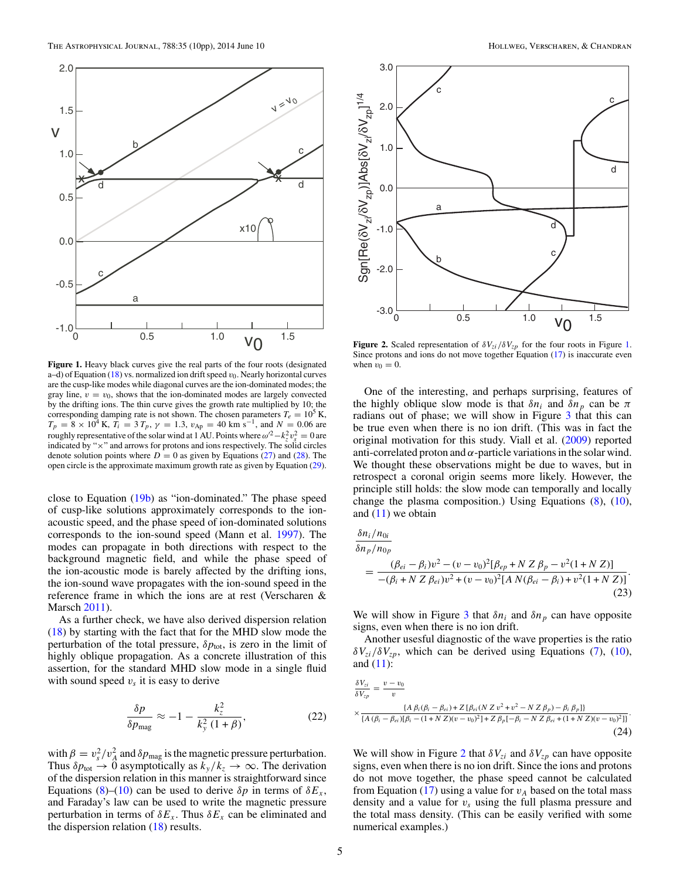**Figure 1.** Heavy black curves give the real parts of the four roots (designated a–d) of Equation (18) vs. normalized ion drift speed $v_0$. Nearly horizontal curves are the cusp-like modes while diagonal curves are the ion-dominated modes; the gray line, $v = v_0$, shows that the ion-dominated modes are largely convected by the drifting ions. The thin curve gives the growth rate multiplied by 10; the corresponding damping rate is not shown. The chosen parameters $T_e = 10^5$ K, $T_p = 8 \times 10^4$ K, $T_i = 3\,T_p$, $\gamma = 1.3$, $v_{\rm Ap} = 40$ km s$^{-1}$, and $N = 0.06$ are roughly representative of the solar wind at 1 AU. Points where $\omega'^2 - k_z^2 v_s^2 = 0$ are indicated by "×" and arrows for protons and ions respectively. The solid circles denote solution points where $D = 0$ as given by Equations (27) and (28). The open circle is the approximate maximum growth rate as given by Equation (29).

close to Equation (19b) as "ion-dominated." The phase speed of cusp-like solutions approximately corresponds to the ion-acoustic speed, and the phase speed of ion-dominated solutions corresponds to the ion-sound speed (Mann et al. 1997). The modes can propagate in both directions with respect to the background magnetic field, and while the phase speed of the ion-acoustic mode is barely affected by the drifting ions, the ion-sound wave propagates with the ion-sound speed in the reference frame in which the ions are at rest (Verscharen & Marsch 2011).

As a further check, we have also derived dispersion relation (18) by starting with the fact that for the MHD slow mode the perturbation of the total pressure, $\delta p_{\rm tot}$, is zero in the limit of highly oblique propagation. As a concrete illustration of this assertion, for the standard MHD slow mode in a single fluid with sound speed $v_s$ it is easy to derive

$$\frac{\delta p}{\delta p_{\rm mag}} \approx -1 - \frac{k_z^2}{k_y^2\,(1+\beta)}, \tag{22}$$

with $\beta = v_s^2/v_A^2$ and $\delta p_{\rm mag}$ is the magnetic pressure perturbation. Thus $\delta p_{\rm tot} \to 0$ asymptotically as $k_y/k_z \to \infty$. The derivation of the dispersion relation in this manner is straightforward since Equations (8)–(10) can be used to derive $\delta p$ in terms of $\delta E_x$, and Faraday's law can be used to write the magnetic pressure perturbation in terms of $\delta E_x$. Thus $\delta E_x$ can be eliminated and the dispersion relation (18) results.

**Figure 2.** Scaled representation of $\delta V_{zi}/\delta V_{zp}$ for the four roots in Figure 1. Since protons and ions do not move together Equation (17) is inaccurate even when $v_0 = 0$.

One of the interesting, and perhaps surprising, features of the highly oblique slow mode is that $\delta n_i$ and $\delta n_p$ can be $\pi$ radians out of phase; we will show in Figure 3 that this can be true even when there is no ion drift. (This was in fact the original motivation for this study. Viall et al. (2009) reported anti-correlated proton and $\alpha$-particle variations in the solar wind. We thought these observations might be due to waves, but in retrospect a coronal origin seems more likely. However, the principle still holds: the slow mode can temporally and locally change the plasma composition.) Using Equations (8), (10), and (11) we obtain

$$\frac{\delta n_i/n_{0i}}{\delta n_p/n_{0p}} = \frac{(\beta_{ei}-\beta_i)v^2 - (v-v_0)^2[\beta_{ep} + N\,Z\,\beta_p - v^2(1+N\,Z)]}{-(\beta_i + N\,Z\,\beta_{ei})v^2 + (v-v_0)^2[A\,N(\beta_{ei}-\beta_i) + v^2(1+N\,Z)]}. \tag{23}$$

We will show in Figure 3 that $\delta n_i$ and $\delta n_p$ can have opposite signs, even when there is no ion drift.

Another useful diagnostic of the wave properties is the ratio $\delta V_{zi}/\delta V_{zp}$, which can be derived using Equations (7), (10), and (11):

$$\frac{\delta V_{zi}}{\delta V_{zp}} = \frac{v-v_0}{v} \times \frac{\{A\,\beta_i(\beta_i - \beta_{ei}) + Z\,[\beta_{ei}(N\,Z\,v^2 + v^2 - N\,Z\,\beta_p) - \beta_i\,\beta_p]\}}{\{A\,(\beta_i - \beta_{ei})[\beta_i - (1+N\,Z)(v-v_0)^2] + Z\,\beta_p[-\beta_i - N\,Z\,\beta_{ei} + (1+N\,Z)(v-v_0)^2]\}}. \tag{24}$$

We will show in Figure 2 that $\delta V_{zi}$ and $\delta V_{zp}$ can have opposite signs, even when there is no ion drift. Since the ions and protons do not move together, the phase speed cannot be calculated from Equation (17) using a value for $v_A$ based on the total mass density and a value for $v_s$ using the full plasma pressure and the total mass density. (This can be easily verified with some numerical examples.)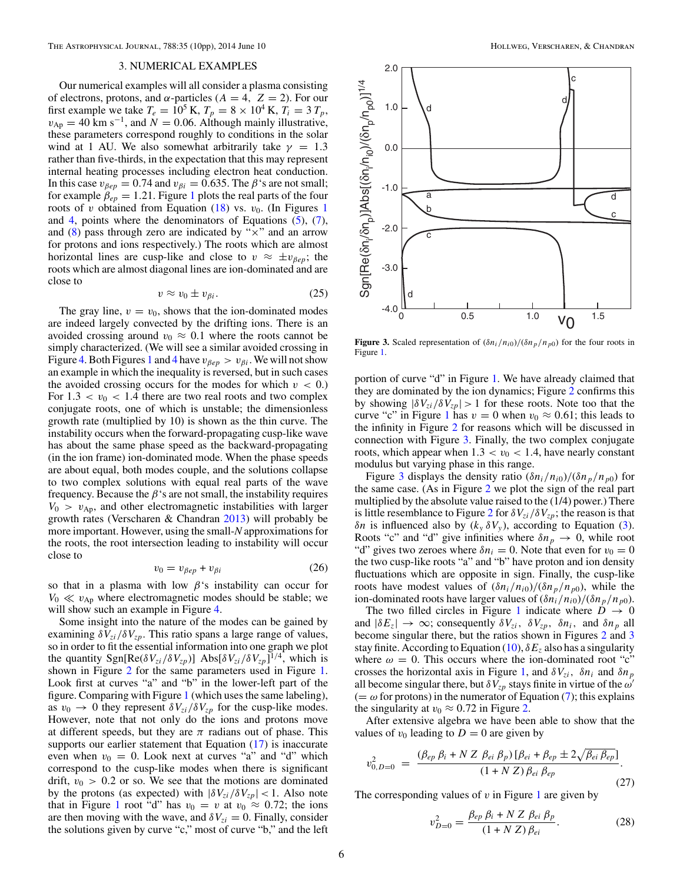## 3. NUMERICAL EXAMPLES

Our numerical examples will all consider a plasma consisting of electrons, protons, and $\alpha$-particles ($A = 4$, $Z = 2$). For our first example we take $T_e = 10^5$ K, $T_p = 8 \times 10^4$ K, $T_i = 3\,T_p$, $v_{Ap} = 40$ km s$^{-1}$, and $N = 0.06$. Although mainly illustrative, these parameters correspond roughly to conditions in the solar wind at 1 AU. We also somewhat arbitrarily take $\gamma = 1.3$ rather than five-thirds, in the expectation that this may represent internal heating processes including electron heat conduction. In this case $v_{\beta ep} = 0.74$ and $v_{\beta i} = 0.635$. The $\beta$'s are not small; for example $\beta_{ep} = 1.21$. Figure 1 plots the real parts of the four roots of $v$ obtained from Equation (18) vs. $v_0$. (In Figures 1 and 4, points where the denominators of Equations (5), (7), and (8) pass through zero are indicated by "$\times$" and an arrow for protons and ions respectively.) The roots which are almost horizontal lines are cusp-like and close to $v \approx \pm v_{\beta ep}$; the roots which are almost diagonal lines are ion-dominated and are close to

$$v \approx v_0 \pm v_{\beta i}. \tag{25}$$

The gray line, $v = v_0$, shows that the ion-dominated modes are indeed largely convected by the drifting ions. There is an avoided crossing around $v_0 \approx 0.1$ where the roots cannot be simply characterized. (We will see a similar avoided crossing in Figure 4. Both Figures 1 and 4 have $v_{\beta ep} > v_{\beta i}$. We will not show an example in which the inequality is reversed, but in such cases the avoided crossing occurs for the modes for which $v < 0$.) For $1.3 < v_0 < 1.4$ there are two real roots and two complex conjugate roots, one of which is unstable; the dimensionless growth rate (multiplied by 10) is shown as the thin curve. The instability occurs when the forward-propagating cusp-like wave has about the same phase speed as the backward-propagating (in the ion frame) ion-dominated mode. When the phase speeds are about equal, both modes couple, and the solutions collapse to two complex solutions with equal real parts of the wave frequency. Because the $\beta$'s are not small, the instability requires $V_0 > v_{Ap}$, and other electromagnetic instabilities with larger growth rates (Verscharen & Chandran 2013) will probably be more important. However, using the small-$N$ approximations for the roots, the root intersection leading to instability will occur close to

$$v_0 = v_{\beta ep} + v_{\beta i} \tag{26}$$

so that in a plasma with low $\beta$'s instability can occur for $V_0 \ll v_{Ap}$ where electromagnetic modes should be stable; we will show such an example in Figure 4.

Some insight into the nature of the modes can be gained by examining $\delta V_{zi}/\delta V_{zp}$. This ratio spans a large range of values, so in order to fit the essential information into one graph we plot the quantity $\mathrm{Sgn}[\mathrm{Re}(\delta V_{zi}/\delta V_{zp})]\ \mathrm{Abs}[\delta V_{zi}/\delta V_{zp}]^{1/4}$, which is shown in Figure 2 for the same parameters used in Figure 1. Look first at curves "a" and "b" in the lower-left part of the figure. Comparing with Figure 1 (which uses the same labeling), as $v_0 \rightarrow 0$ they represent $\delta V_{zi}/\delta V_{zp}$ for the cusp-like modes. However, note that not only do the ions and protons move at different speeds, but they are $\pi$ radians out of phase. This supports our earlier statement that Equation (17) is inaccurate even when $v_0 = 0$. Look next at curves "a" and "d" which correspond to the cusp-like modes when there is significant drift, $v_0 > 0.2$ or so. We see that the motions are dominated by the protons (as expected) with $|\delta V_{zi}/\delta V_{zp}| < 1$. Also note that in Figure 1 root "d" has $v_0 = v$ at $v_0 \approx 0.72$; the ions are then moving with the wave, and $\delta V_{zi} = 0$. Finally, consider the solutions given by curve "c," most of curve "b," and the left portion of curve "d" in Figure 1. We have already claimed that they are dominated by the ion dynamics; Figure 2 confirms this by showing $|\delta V_{zi}/\delta V_{zp}| > 1$ for these roots. Note too that the curve "c" in Figure 1 has $v = 0$ when $v_0 \approx 0.61$; this leads to the infinity in Figure 2 for reasons which will be discussed in connection with Figure 3. Finally, the two complex conjugate roots, which appear when $1.3 < v_0 < 1.4$, have nearly constant modulus but varying phase in this range.

Figure 3. Scaled representation of $(\delta n_i/n_{i0})/(\delta n_p/n_{p0})$ for the four roots in Figure 1.

Figure 3 displays the density ratio $(\delta n_i/n_{i0})/(\delta n_p/n_{p0})$ for the same case. (As in Figure 2 we plot the sign of the real part multiplied by the absolute value raised to the (1/4) power.) There is little resemblance to Figure 2 for $\delta V_{zi}/\delta V_{zp}$; the reason is that $\delta n$ is influenced also by $(k_y\,\delta V_y)$, according to Equation (3). Roots "c" and "d" give infinities where $\delta n_p \rightarrow 0$, while root "d" gives two zeroes where $\delta n_i = 0$. Note that even for $v_0 = 0$ the two cusp-like roots "a" and "b" have proton and ion density fluctuations which are opposite in sign. Finally, the cusp-like roots have modest values of $(\delta n_i/n_{i0})/(\delta n_p/n_{p0})$, while the ion-dominated roots have larger values of $(\delta n_i/n_{i0})/(\delta n_p/n_{p0})$.

The two filled circles in Figure 1 indicate where $D \rightarrow 0$ and $|\delta E_z| \rightarrow \infty$; consequently $\delta V_{zi}$, $\delta V_{zp}$, $\delta n_i$, and $\delta n_p$ all become singular there, but the ratios shown in Figures 2 and 3 stay finite. According to Equation (10), $\delta E_z$ also has a singularity where $\omega = 0$. This occurs where the ion-dominated root "c" crosses the horizontal axis in Figure 1, and $\delta V_{zi}$, $\delta n_i$ and $\delta n_p$ all become singular there, but $\delta V_{zp}$ stays finite in virtue of the $\omega'$ ($= \omega$ for protons) in the numerator of Equation (7); this explains the singularity at $v_0 \approx 0.72$ in Figure 2.

After extensive algebra we have been able to show that the values of $v_0$ leading to $D = 0$ are given by

$$v_{0,D=0}^2 = \frac{(\beta_{ep}\,\beta_i + N\,Z\,\beta_{ei}\,\beta_p)\,[\beta_{ei} + \beta_{ep} \pm 2\sqrt{\beta_{ei}\,\beta_{ep}}]}{(1 + N\,Z)\,\beta_{ei}\,\beta_{ep}}. \tag{27}$$

The corresponding values of $v$ in Figure 1 are given by

$$v_{D=0}^2 = \frac{\beta_{ep}\,\beta_i + N\,Z\,\beta_{ei}\,\beta_p}{(1 + N\,Z)\,\beta_{ei}}. \tag{28}$$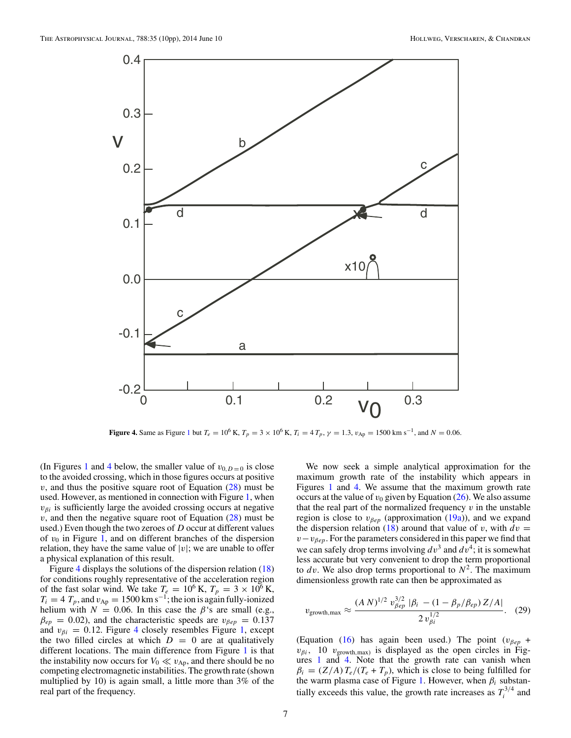**Figure 4.** Same as Figure 1 but $T_e = 10^6$ K, $T_p = 3 \times 10^6$ K, $T_i = 4\,T_p$, $\gamma = 1.3$, $v_{\rm Ap} = 1500$ km s$^{-1}$, and $N = 0.06$.

(In Figures 1 and 4 below, the smaller value of $v_{0,D=0}$ is close to the avoided crossing, which in those figures occurs at positive $v$, and thus the positive square root of Equation (28) must be used. However, as mentioned in connection with Figure 1, when $v_{\beta i}$ is sufficiently large the avoided crossing occurs at negative $v$, and then the negative square root of Equation (28) must be used.) Even though the two zeroes of $D$ occur at different values of $v_0$ in Figure 1, and on different branches of the dispersion relation, they have the same value of $|v|$; we are unable to offer a physical explanation of this result.

Figure 4 displays the solutions of the dispersion relation (18) for conditions roughly representative of the acceleration region of the fast solar wind. We take $T_e = 10^6$ K, $T_p = 3 \times 10^6$ K, $T_i = 4\,T_p$, and $v_{\rm Ap} = 1500$ km s$^{-1}$; the ion is again fully-ionized helium with $N = 0.06$. In this case the $\beta$'s are small (e.g., $\beta_{ep} = 0.02$), and the characteristic speeds are $v_{\beta ep} = 0.137$ and $v_{\beta i} = 0.12$. Figure 4 closely resembles Figure 1, except the two filled circles at which $D = 0$ are at qualitatively different locations. The main difference from Figure 1 is that the instability now occurs for $V_0 \ll v_{\rm Ap}$, and there should be no competing electromagnetic instabilities. The growth rate (shown multiplied by 10) is again small, a little more than 3% of the real part of the frequency.

We now seek a simple analytical approximation for the maximum growth rate of the instability which appears in Figures 1 and 4. We assume that the maximum growth rate occurs at the value of $v_0$ given by Equation (26). We also assume that the real part of the normalized frequency $v$ in the unstable region is close to $v_{\beta ep}$ (approximation (19a)), and we expand the dispersion relation (18) around that value of $v$, with $dv = v - v_{\beta ep}$. For the parameters considered in this paper we find that we can safely drop terms involving $dv^3$ and $dv^4$; it is somewhat less accurate but very convenient to drop the term proportional to $dv$. We also drop terms proportional to $N^2$. The maximum dimensionless growth rate can then be approximated as

$$v_{\rm growth,max} \approx \frac{(A\,N)^{1/2}\,v_{\beta ep}^{3/2}\,|\beta_i - (1 - \beta_p/\beta_{ep})\,Z/A|}{2\,v_{\beta i}^{1/2}}. \quad (29)$$

(Equation (16) has again been used.) The point $(v_{\beta ep} + v_{\beta i},\ 10\ v_{\rm growth,max})$ is displayed as the open circles in Figures 1 and 4. Note that the growth rate can vanish when $\beta_i = (Z/A)\,T_e/(T_e + T_p)$, which is close to being fulfilled for the warm plasma case of Figure 1. However, when $\beta_i$ substantially exceeds this value, the growth rate increases as $T_i^{3/4}$ and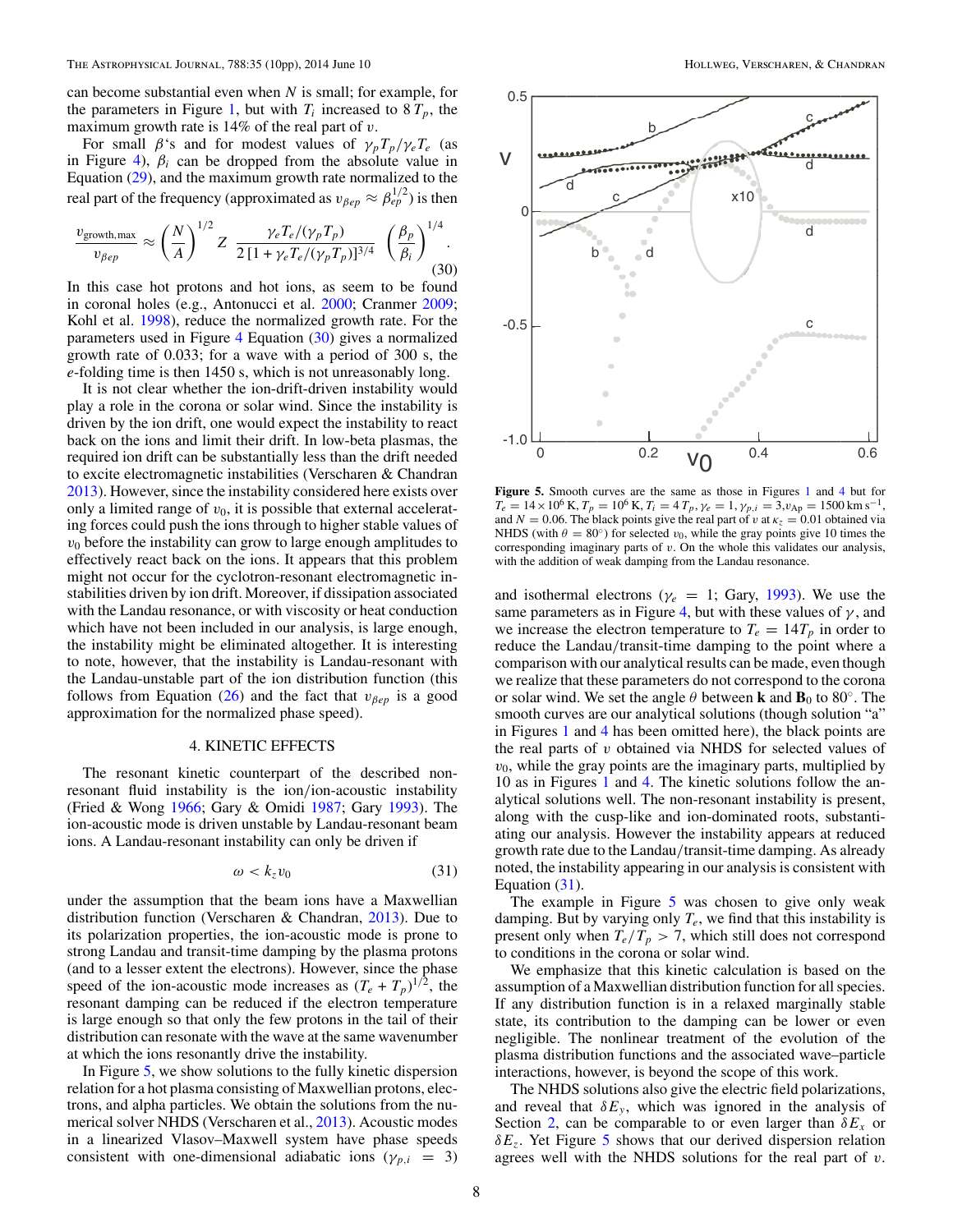can become substantial even when $N$ is small; for example, for the parameters in Figure 1, but with $T_i$ increased to $8\,T_p$, the maximum growth rate is 14% of the real part of $v$.

For small $\beta$'s and for modest values of $\gamma_p T_p/\gamma_e T_e$ (as in Figure 4), $\beta_i$ can be dropped from the absolute value in Equation (29), and the maximum growth rate normalized to the real part of the frequency (approximated as $v_{\beta ep} \approx \beta_{ep}^{1/2}$) is then

$$\frac{v_{\mathrm{growth,max}}}{v_{\beta ep}} \approx \left(\frac{N}{A}\right)^{1/2} Z \, \frac{\gamma_e T_e/(\gamma_p T_p)}{2\,[1+\gamma_e T_e/(\gamma_p T_p)]^{3/4}} \left(\frac{\beta_p}{\beta_i}\right)^{1/4}. \tag{30}$$

In this case hot protons and hot ions, as seem to be found in coronal holes (e.g., Antonucci et al. 2000; Cranmer 2009; Kohl et al. 1998), reduce the normalized growth rate. For the parameters used in Figure 4 Equation (30) gives a normalized growth rate of 0.033; for a wave with a period of 300 s, the $e$-folding time is then 1450 s, which is not unreasonably long.

It is not clear whether the ion-drift-driven instability would play a role in the corona or solar wind. Since the instability is driven by the ion drift, one would expect the instability to react back on the ions and limit their drift. In low-beta plasmas, the required ion drift can be substantially less than the drift needed to excite electromagnetic instabilities (Verscharen & Chandran 2013). However, since the instability considered here exists over only a limited range of $v_0$, it is possible that external accelerating forces could push the ions through to higher stable values of $v_0$ before the instability can grow to large enough amplitudes to effectively react back on the ions. It appears that this problem might not occur for the cyclotron-resonant electromagnetic instabilities driven by ion drift. Moreover, if dissipation associated with the Landau resonance, or with viscosity or heat conduction which have not been included in our analysis, is large enough, the instability might be eliminated altogether. It is interesting to note, however, that the instability is Landau-resonant with the Landau-unstable part of the ion distribution function (this follows from Equation (26) and the fact that $v_{\beta ep}$ is a good approximation for the normalized phase speed).

## 4. KINETIC EFFECTS

The resonant kinetic counterpart of the described non-resonant fluid instability is the ion/ion-acoustic instability (Fried & Wong 1966; Gary & Omidi 1987; Gary 1993). The ion-acoustic mode is driven unstable by Landau-resonant beam ions. A Landau-resonant instability can only be driven if

$$\omega < k_z v_0 \tag{31}$$

under the assumption that the beam ions have a Maxwellian distribution function (Verscharen & Chandran, 2013). Due to its polarization properties, the ion-acoustic mode is prone to strong Landau and transit-time damping by the plasma protons (and to a lesser extent the electrons). However, since the phase speed of the ion-acoustic mode increases as $(T_e + T_p)^{1/2}$, the resonant damping can be reduced if the electron temperature is large enough so that only the few protons in the tail of their distribution can resonate with the wave at the same wavenumber at which the ions resonantly drive the instability.

In Figure 5, we show solutions to the fully kinetic dispersion relation for a hot plasma consisting of Maxwellian protons, electrons, and alpha particles. We obtain the solutions from the numerical solver NHDS (Verscharen et al., 2013). Acoustic modes in a linearized Vlasov–Maxwell system have phase speeds consistent with one-dimensional adiabatic ions ($\gamma_{p,i} = 3$) and isothermal electrons ($\gamma_e = 1$; Gary, 1993). We use the same parameters as in Figure 4, but with these values of $\gamma$, and we increase the electron temperature to $T_e = 14T_p$ in order to reduce the Landau/transit-time damping to the point where a comparison with our analytical results can be made, even though we realize that these parameters do not correspond to the corona or solar wind. We set the angle $\theta$ between $\mathbf{k}$ and $\mathbf{B}_0$ to 80°. The smooth curves are our analytical solutions (though solution "a" in Figures 1 and 4 has been omitted here), the black points are the real parts of $v$ obtained via NHDS for selected values of $v_0$, while the gray points give the imaginary parts, multiplied by 10 as in Figures 1 and 4. The kinetic solutions follow the analytical solutions well. The non-resonant instability is present, along with the cusp-like and ion-dominated roots, substantiating our analysis. However the instability appears at reduced growth rate due to the Landau/transit-time damping. As already noted, the instability appearing in our analysis is consistent with Equation (31).

The example in Figure 5 was chosen to give only weak damping. But by varying only $T_e$, we find that this instability is present only when $T_e/T_p > 7$, which still does not correspond to conditions in the corona or solar wind.

We emphasize that this kinetic calculation is based on the assumption of a Maxwellian distribution function for all species. If any distribution function is in a relaxed marginally stable state, its contribution to the damping can be lower or even negligible. The nonlinear treatment of the evolution of the plasma distribution functions and the associated wave–particle interactions, however, is beyond the scope of this work.

The NHDS solutions also give the electric field polarizations, and reveal that $\delta E_y$, which was ignored in the analysis of Section 2, can be comparable to or even larger than $\delta E_x$ or $\delta E_z$. Yet Figure 5 shows that our derived dispersion relation agrees well with the NHDS solutions for the real part of $v$.

**Figure 5.** Smooth curves are the same as those in Figures 1 and 4 but for $T_e = 14 \times 10^6$ K, $T_p = 10^6$ K, $T_i = 4\,T_p$, $\gamma_e = 1$, $\gamma_{p,i} = 3$, $v_{\mathrm{Ap}} = 1500\ \mathrm{km\,s^{-1}}$, and $N = 0.06$. The black points give the real part of $v$ at $\kappa_z = 0.01$ obtained via NHDS (with $\theta = 80°$) for selected $v_0$, while the gray points give 10 times the corresponding imaginary parts of $v$. On the whole this validates our analysis, with the addition of weak damping from the Landau resonance.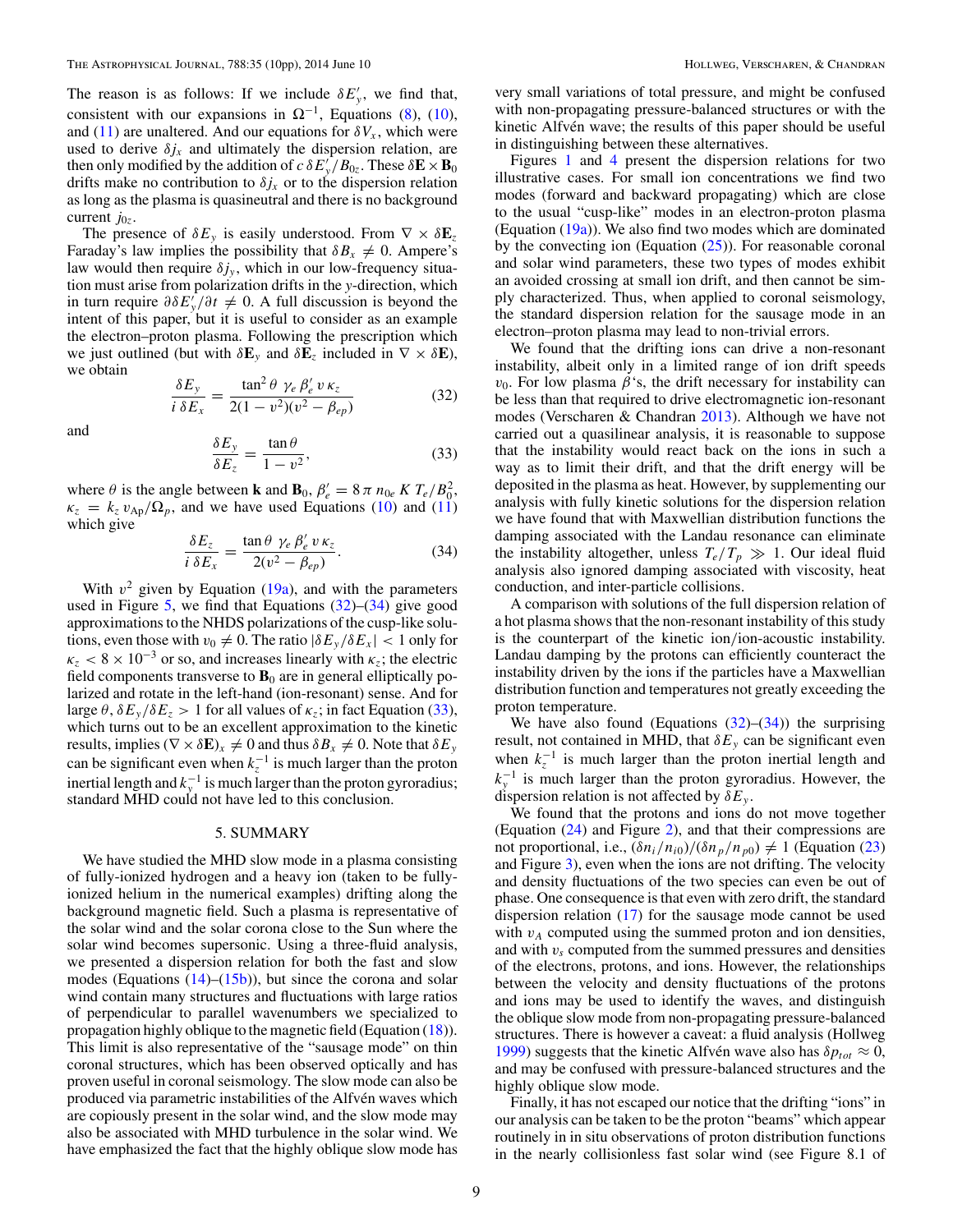The reason is as follows: If we include $\delta E_y'$, we find that, consistent with our expansions in $\Omega^{-1}$, Equations (8), (10), and (11) are unaltered. And our equations for $\delta V_x$, which were used to derive $\delta j_x$ and ultimately the dispersion relation, are then only modified by the addition of $c\,\delta E_y'/B_{0z}$. These $\delta\mathbf{E}\times\mathbf{B}_0$ drifts make no contribution to $\delta j_x$ or to the dispersion relation as long as the plasma is quasineutral and there is no background current $j_{0z}$.

The presence of $\delta E_y$ is easily understood. From $\nabla\times\delta\mathbf{E}_z$ Faraday's law implies the possibility that $\delta B_x \neq 0$. Ampere's law would then require $\delta j_y$, which in our low-frequency situation must arise from polarization drifts in the $y$-direction, which in turn require $\partial\delta E_y'/\partial t \neq 0$. A full discussion is beyond the intent of this paper, but it is useful to consider as an example the electron–proton plasma. Following the prescription which we just outlined (but with $\delta\mathbf{E}_y$ and $\delta\mathbf{E}_z$ included in $\nabla\times\delta\mathbf{E}$), we obtain

$$\frac{\delta E_y}{i\,\delta E_x} = \frac{\tan^2\theta\;\gamma_e\,\beta_e'\,v\,\kappa_z}{2(1-v^2)(v^2-\beta_{ep})} \tag{32}$$

and

$$\frac{\delta E_y}{\delta E_z} = \frac{\tan\theta}{1-v^2}, \tag{33}$$

where $\theta$ is the angle between $\mathbf{k}$ and $\mathbf{B}_0$, $\beta_e' = 8\pi\,n_{0e}\,K\,T_e/B_0^2$, $\kappa_z = k_z\,v_{\rm Ap}/\Omega_p$, and we have used Equations (10) and (11) which give

$$\frac{\delta E_z}{i\,\delta E_x} = \frac{\tan\theta\;\gamma_e\,\beta_e'\,v\,\kappa_z}{2(v^2-\beta_{ep})}. \tag{34}$$

With $v^2$ given by Equation (19a), and with the parameters used in Figure 5, we find that Equations (32)–(34) give good approximations to the NHDS polarizations of the cusp-like solutions, even those with $v_0 \neq 0$. The ratio $|\delta E_y/\delta E_x| < 1$ only for $\kappa_z < 8\times10^{-3}$ or so, and increases linearly with $\kappa_z$; the electric field components transverse to $\mathbf{B}_0$ are in general elliptically polarized and rotate in the left-hand (ion-resonant) sense. And for large $\theta$, $\delta E_y/\delta E_z > 1$ for all values of $\kappa_z$; in fact Equation (33), which turns out to be an excellent approximation to the kinetic results, implies $(\nabla\times\delta\mathbf{E})_x \neq 0$ and thus $\delta B_x \neq 0$. Note that $\delta E_y$ can be significant even when $k_z^{-1}$ is much larger than the proton inertial length and $k_y^{-1}$ is much larger than the proton gyroradius; standard MHD could not have led to this conclusion.

## 5. SUMMARY

We have studied the MHD slow mode in a plasma consisting of fully-ionized hydrogen and a heavy ion (taken to be fully-ionized helium in the numerical examples) drifting along the background magnetic field. Such a plasma is representative of the solar wind and the solar corona close to the Sun where the solar wind becomes supersonic. Using a three-fluid analysis, we presented a dispersion relation for both the fast and slow modes (Equations (14)–(15b)), but since the corona and solar wind contain many structures and fluctuations with large ratios of perpendicular to parallel wavenumbers we specialized to propagation highly oblique to the magnetic field (Equation (18)). This limit is also representative of the "sausage mode" on thin coronal structures, which has been observed optically and has proven useful in coronal seismology. The slow mode can also be produced via parametric instabilities of the Alfvén waves which are copiously present in the solar wind, and the slow mode may also be associated with MHD turbulence in the solar wind. We have emphasized the fact that the highly oblique slow mode has very small variations of total pressure, and might be confused with non-propagating pressure-balanced structures or with the kinetic Alfvén wave; the results of this paper should be useful in distinguishing between these alternatives.

Figures 1 and 4 present the dispersion relations for two illustrative cases. For small ion concentrations we find two modes (forward and backward propagating) which are close to the usual "cusp-like" modes in an electron-proton plasma (Equation (19a)). We also find two modes which are dominated by the convecting ion (Equation (25)). For reasonable coronal and solar wind parameters, these two types of modes exhibit an avoided crossing at small ion drift, and then cannot be simply characterized. Thus, when applied to coronal seismology, the standard dispersion relation for the sausage mode in an electron–proton plasma may lead to non-trivial errors.

We found that the drifting ions can drive a non-resonant instability, albeit only in a limited range of ion drift speeds $v_0$. For low plasma $\beta$'s, the drift necessary for instability can be less than that required to drive electromagnetic ion-resonant modes (Verscharen & Chandran 2013). Although we have not carried out a quasilinear analysis, it is reasonable to suppose that the instability would react back on the ions in such a way as to limit their drift, and that the drift energy will be deposited in the plasma as heat. However, by supplementing our analysis with fully kinetic solutions for the dispersion relation we have found that with Maxwellian distribution functions the damping associated with the Landau resonance can eliminate the instability altogether, unless $T_e/T_p \gg 1$. Our ideal fluid analysis also ignored damping associated with viscosity, heat conduction, and inter-particle collisions.

A comparison with solutions of the full dispersion relation of a hot plasma shows that the non-resonant instability of this study is the counterpart of the kinetic ion/ion-acoustic instability. Landau damping by the protons can efficiently counteract the instability driven by the ions if the particles have a Maxwellian distribution function and temperatures not greatly exceeding the proton temperature.

We have also found (Equations (32)–(34)) the surprising result, not contained in MHD, that $\delta E_y$ can be significant even when $k_z^{-1}$ is much larger than the proton inertial length and $k_y^{-1}$ is much larger than the proton gyroradius. However, the dispersion relation is not affected by $\delta E_y$.

We found that the protons and ions do not move together (Equation (24) and Figure 2), and that their compressions are not proportional, i.e., $(\delta n_i/n_{i0})/(\delta n_p/n_{p0}) \neq 1$ (Equation (23) and Figure 3), even when the ions are not drifting. The velocity and density fluctuations of the two species can even be out of phase. One consequence is that even with zero drift, the standard dispersion relation (17) for the sausage mode cannot be used with $v_A$ computed using the summed proton and ion densities, and with $v_s$ computed from the summed pressures and densities of the electrons, protons, and ions. However, the relationships between the velocity and density fluctuations of the protons and ions may be used to identify the waves, and distinguish the oblique slow mode from non-propagating pressure-balanced structures. There is however a caveat: a fluid analysis (Hollweg 1999) suggests that the kinetic Alfvén wave also has $\delta p_{tot} \approx 0$, and may be confused with pressure-balanced structures and the highly oblique slow mode.

Finally, it has not escaped our notice that the drifting "ions" in our analysis can be taken to be the proton "beams" which appear routinely in in situ observations of proton distribution functions in the nearly collisionless fast solar wind (see Figure 8.1 of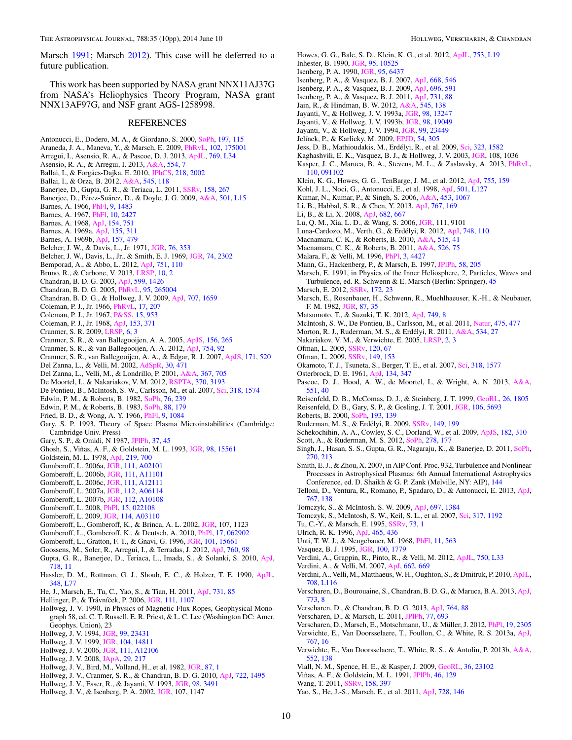Marsch 1991; Marsch 2012). This case will be deferred to a future publication.

This work has been supported by NASA grant NNX11AJ37G from NASA's Heliophysics Theory Program, NASA grant NNX13AF97G, and NSF grant AGS-1258998.

## REFERENCES

Antonucci, E., Dodero, M. A., & Giordano, S. 2000, SoPh, 197, 115
Araneda, J. A., Maneva, Y., & Marsch, E. 2009, PhRvL, 102, 175001
Arregui, I., Asensio, R. A., & Pascoe, D. J. 2013, ApJL, 769, L34
Asensio, R. A., & Arregui, I. 2013, A&A, 554, 7
Ballai, I., & Forgács-Dajka, E. 2010, JPhCS, 218, 2002
Ballai, I., & Orza, B. 2012, A&A, 545, 118
Banerjee, D., Gupta, G. R., & Teriaca, L. 2011, SSRv, 158, 267
Banerjee, D., Pérez-Suárez, D., & Doyle, J. G. 2009, A&A, 501, L15
Barnes, A. 1966, PhFl, 9, 1483
Barnes, A. 1967, PhFl, 10, 2427
Barnes, A. 1968, ApJ, 154, 751
Barnes, A. 1969a, ApJ, 155, 311
Barnes, A. 1969b, ApJ, 157, 479
Belcher, J. W., & Davis, L., Jr. 1971, JGR, 76, 353
Belcher, J. W., Davis, L., Jr., & Smith, E. J. 1969, JGR, 74, 2302
Bemporad, A., & Abbo, L. 2012, ApJ, 751, 110
Bruno, R., & Carbone, V. 2013, LRSP, 10, 2
Chandran, B. D. G. 2003, ApJ, 599, 1426
Chandran, B. D. G. 2005, PhRvL, 95, 265004
Chandran, B. D. G., & Hollweg, J. V. 2009, ApJ, 707, 1659
Coleman, P. J., Jr. 1966, PhRvL, 17, 207
Coleman, P. J., Jr. 1967, P&SS, 15, 953
Coleman, P. J., Jr. 1968, ApJ, 153, 371
Cranmer, S. R. 2009, LRSP, 6, 3
Cranmer, S. R., & van Ballegooijen, A. A. 2005, ApJS, 156, 265
Cranmer, S. R., & van Ballegooijen, A. A. 2012, ApJ, 754, 92
Cranmer, S. R., van Ballegooijen, A. A., & Edgar, R. J. 2007, ApJS, 171, 520
Del Zanna, L., & Velli, M. 2002, AdSpR, 30, 471
Del Zanna, L., Velli, M., & Londrillo, P. 2001, A&A, 367, 705
De Moortel, I., & Nakariakov, V. M. 2012, RSPTA, 370, 3193
De Pontieu, B., McIntosh, S. W., Carlsson, M., et al. 2007, Sci, 318, 1574
Edwin, P. M., & Roberts, B. 1982, SoPh, 76, 239
Edwin, P. M., & Roberts, B. 1983, SoPh, 88, 179
Fried, B. D., & Wong, A. Y. 1966, PhFl, 9, 1084
Gary, S. P. 1993, Theory of Space Plasma Microinstabilities (Cambridge: Cambridge Univ. Press)
Gary, S. P., & Omidi, N 1987, JPlPh, 37, 45
Ghosh, S., Viñas, A. F., & Goldstein, M. L. 1993, JGR, 98, 15561
Goldstein, M. L. 1978, ApJ, 219, 700
Gomberoff, L. 2006a, JGR, 111, A02101
Gomberoff, L. 2006b, JGR, 111, A11101
Gomberoff, L. 2006c, JGR, 111, A12111
Gomberoff, L. 2007a, JGR, 112, A06114
Gomberoff, L. 2007b, JGR, 112, A10108
Gomberoff, L. 2008, PhPl, 15, 022108
Gomberoff, L. 2009, JGR, 114, A03110
Gomberoff, L., Gomberoff, K., & Brinca, A. L. 2002, JGR, 107, 1123
Gomberoff, L., Gomberoff, K., & Deutsch, A. 2010, PhPl, 17, 062902
Gomberoff, L., Gratton, F. T., & Gnavi, G. 1996, JGR, 101, 15661
Goossens, M., Soler, R., Arregui, I., & Terradas, J. 2012, ApJ, 760, 98
Gupta, G. R., Banerjee, D., Teriaca, L., Imada, S., & Solanki, S. 2010, ApJ, 718, 11
Hassler, D. M., Rottman, G. J., Shoub, E. C., & Holzer, T. E. 1990, ApJL, 348, L77
He, J., Marsch, E., Tu, C., Yao, S., & Tian, H. 2011, ApJ, 731, 85
Hellinger, P., & Trávníček, P. 2006, JGR, 111, 1107
Hollweg, J. V. 1990, in Physics of Magnetic Flux Ropes, Geophysical Monograph 58, ed. C. T. Russell, E. R. Priest, & L. C. Lee (Washington DC: Amer. Geophys. Union), 23
Hollweg, J. V. 1994, JGR, 99, 23431
Hollweg, J. V. 1999, JGR, 104, 14811
Hollweg, J. V. 2006, JGR, 111, A12106
Hollweg, J. V. 2008, JApA, 29, 217
Hollweg, J. V., Bird, M., Volland, H., et al. 1982, JGR, 87, 1
Hollweg, J. V., Cranmer, S. R., & Chandran, B. D. G. 2010, ApJ, 722, 1495
Hollweg, J. V., Esser, R., & Jayanti, V. 1993, JGR, 98, 3491
Hollweg, J. V., & Isenberg, P. A. 2002, JGR, 107, 1147
Howes, G. G., Bale, S. D., Klein, K. G., et al. 2012, ApJL, 753, L19
Inhester, B. 1990, JGR, 95, 10525
Isenberg, P. A. 1990, JGR, 95, 6437
Isenberg, P. A., & Vasquez, B. J. 2007, ApJ, 668, 546
Isenberg, P. A., & Vasquez, B. J. 2009, ApJ, 696, 591
Isenberg, P. A., & Vasquez, B. J. 2011, ApJ, 731, 88
Jain, R., & Hindman, B. W. 2012, A&A, 545, 138
Jayanti, V., & Hollweg, J. V. 1993a, JGR, 98, 13247
Jayanti, V., & Hollweg, J. V. 1993b, JGR, 98, 19049
Jayanti, V., & Hollweg, J. V. 1994, JGR, 99, 23449
Jelínek, P., & Karlicky, M. 2009, EPJD, 54, 305
Jess, D. B., Mathioudakis, M., Erdélyi, R., et al. 2009, Sci, 323, 1582
Kaghashvili, E. K., Vasquez, B. J., & Hollweg, J. V. 2003, JGR, 108, 1036
Kasper, J. C., Maruca, B. A., Stevens, M. L., & Zaslavsky, A. 2013, PhRvL, 110, 091102
Klein, K. G., Howes, G. G., TenBarge, J. M., et al. 2012, ApJ, 755, 159
Kohl, J. L., Noci, G., Antonucci, E., et al. 1998, ApJ, 501, L127
Kumar, N., Kumar, P., & Singh, S. 2006, A&A, 453, 1067
Li, B., Habbal, S. R., & Chen, Y. 2013, ApJ, 767, 169
Li, B., & Li, X. 2008, ApJ, 682, 667
Lu, Q. M., Xia, L. D., & Wang, S. 2006, JGR, 111, 9101
Luna-Cardozo, M., Verth, G., & Erdélyi, R. 2012, ApJ, 748, 110
Macnamara, C. K., & Roberts, B. 2010, A&A, 515, 41
Macnamara, C. K., & Roberts, B. 2011, A&A, 526, 75
Malara, F., & Velli, M. 1996, PhPl, 3, 4427
Mann, G., Hackenberg, P., & Marsch, E. 1997, JPlPh, 58, 205
Marsch, E. 1991, in Physics of the Inner Heliosphere, 2, Particles, Waves and Turbulence, ed. R. Schwenn & E. Marsch (Berlin: Springer), 45
Marsch, E. 2012, SSRv, 172, 23
Marsch, E., Rosenbauer, H., Schwenn, R., Muehlhaeuser, K.-H., & Neubauer, F. M. 1982, JGR, 87, 35
Matsumoto, T., & Suzuki, T. K. 2012, ApJ, 749, 8
McIntosh, S. W., De Pontieu, B., Carlsson, M., et al. 2011, Natur, 475, 477
Morton, R. J., Ruderman, M. S., & Erdélyi, R. 2011, A&A, 534, 27
Nakariakov, V. M., & Verwichte, E. 2005, LRSP, 2, 3
Ofman, L. 2005, SSRv, 120, 67
Ofman, L. 2009, SSRv, 149, 153
Okamoto, T. J., Tsuneta, S., Berger, T. E., et al. 2007, Sci, 318, 1577
Osterbrock, D. E. 1961, ApJ, 134, 347
Pascoe, D. J., Hood, A. W., de Moortel, I., & Wright, A. N. 2013, A&A, 551, 40
Reisenfeld, D. B., McComas, D. J., & Steinberg, J. T. 1999, GeoRL, 26, 1805
Reisenfeld, D. B., Gary, S. P., & Gosling, J. T. 2001, JGR, 106, 5693
Roberts, B. 2000, SoPh, 193, 139
Ruderman, M. S., & Erdélyi, R. 2009, SSRv, 149, 199
Schekochihin, A. A., Cowley, S. C., Dorland, W., et al. 2009, ApJS, 182, 310
Scott, A., & Ruderman, M. S. 2012, SoPh, 278, 177
Singh, J., Hasan, S. S., Gupta, G. R., Nagaraju, K., & Banerjee, D. 2011, SoPh, 270, 213
Smith, E. J., & Zhou, X. 2007, in AIP Conf. Proc. 932, Turbulence and Nonlinear Processes in Astrophysical Plasmas: 6th Annual International Astrophysics Conference, ed. D. Shaikh & G. P. Zank (Melville, NY: AIP), 144
Telloni, D., Ventura, R., Romano, P., Spadaro, D., & Antonucci, E. 2013, ApJ, 767, 138
Tomczyk, S., & McIntosh, S. W. 2009, ApJ, 697, 1384
Tomczyk, S., McIntosh, S. W., Keil, S. L., et al. 2007, Sci, 317, 1192
Tu, C.-Y., & Marsch, E. 1995, SSRv, 73, 1
Ulrich, R. K. 1996, ApJ, 465, 436
Unti, T. W. J., & Neugebauer, M. 1968, PhFl, 11, 563
Vasquez, B. J. 1995, JGR, 100, 1779
Verdini, A., Grappin, R., Pinto, R., & Velli, M. 2012, ApJL, 750, L33
Verdini, A., & Velli, M. 2007, ApJ, 662, 669
Verdini, A., Velli, M., Matthaeus, W. H., Oughton, S., & Dmitruk, P. 2010, ApJL, 708, L116
Verscharen, D., Bourouaine, S., Chandran, B. D. G., & Maruca, B.A. 2013, ApJ, 773, 8
Verscharen, D., & Chandran, B. D. G. 2013, ApJ, 764, 88
Verscharen, D., & Marsch, E. 2011, JPlPh, 77, 693
Verscharen, D., Marsch, E., Motschmann, U., & Müller, J. 2012, PhPl, 19, 2305
Verwichte, E., Van Doorsselaere, T., Foullon, C., & White, R. S. 2013a, ApJ, 767, 16
Verwichte, E., Van Doorsselaere, T., White, R. S., & Antolin, P. 2013b, A&A, 552, 138
Viall, N. M., Spence, H. E., & Kasper, J. 2009, GeoRL, 36, 23102
Viñas, A. F., & Goldstein, M. L. 1991, JPlPh, 46, 129
Wang, T. 2011, SSRv, 158, 397
Yao, S., He, J.-S., Marsch, E., et al. 2011, ApJ, 728, 146